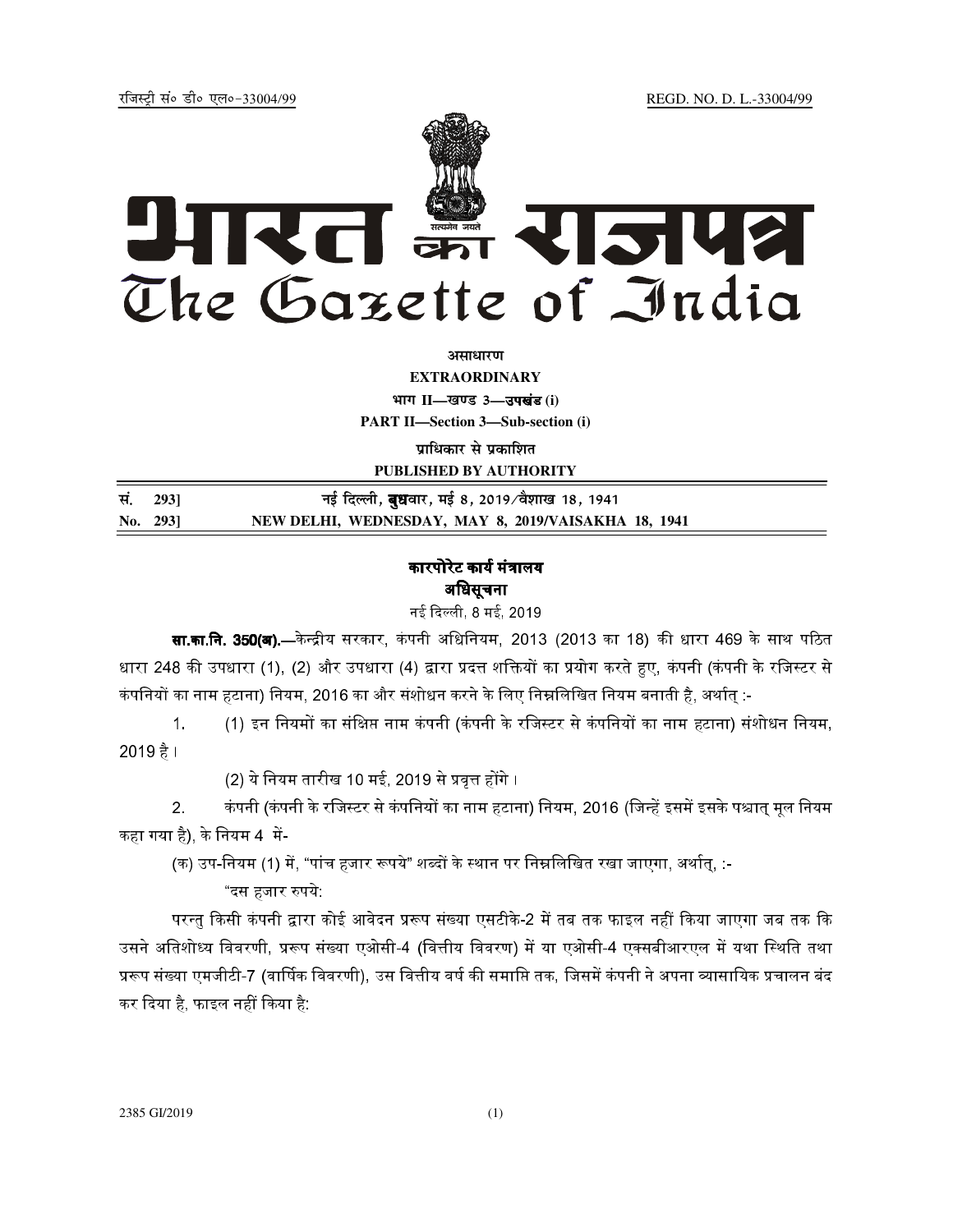रजिस्ट्री सं० डी० एल०-33004/99 REGD. NO. D. L.-33004/99

# भारत का राजपत्र
# The Gazette of India

**असाधारण**

**EXTRAORDINARY**

**भाग II—खण्ड 3—उपखंड (i)**

**PART II—Section 3—Sub-section (i)**

**प्राधिकार से प्रकाशित**

**PUBLISHED BY AUTHORITY**

| सं. 293] | नई दिल्ली, बुधवार, मई 8, 2019/वैशाख 18, 1941 |
|---|---|
| No. 293] | NEW DELHI, WEDNESDAY, MAY 8, 2019/VAISAKHA 18, 1941 |

## कारपोरेट कार्य मंत्रालय

## अधिसूचना

नई दिल्ली, 8 मई, 2019

**सा.का.नि. 350(अ).**—केन्द्रीय सरकार, कंपनी अधिनियम, 2013 (2013 का 18) की धारा 469 के साथ पठित धारा 248 की उपधारा (1), (2) और उपधारा (4) द्वारा प्रदत्त शक्तियों का प्रयोग करते हुए, कंपनी (कंपनी के रजिस्टर से कंपनियों का नाम हटाना) नियम, 2016 का और संशोधन करने के लिए निम्नलिखित नियम बनाती है, अर्थात् :-

1. (1) इन नियमों का संक्षिप्त नाम कंपनी (कंपनी के रजिस्टर से कंपनियों का नाम हटाना) संशोधन नियम, 2019 है ।

   (2) ये नियम तारीख 10 मई, 2019 से प्रवृत्त होंगे ।

2. कंपनी (कंपनी के रजिस्टर से कंपनियों का नाम हटाना) नियम, 2016 (जिन्हें इसमें इसके पश्चात् मूल नियम कहा गया है), के नियम 4 में-

(क) उप-नियम (1) में, "पांच हजार रूपये" शब्दों के स्थान पर निम्नलिखित रखा जाएगा, अर्थात्, :-

"दस हजार रुपये:

परन्तु किसी कंपनी द्वारा कोई आवेदन प्ररूप संख्या एसटीके-2 में तब तक फाइल नहीं किया जाएगा जब तक कि उसने अतिशोध्य विवरणी, प्ररूप संख्या एओसी-4 (वित्तीय विवरण) में या एओसी-4 एक्सबीआरएल में यथा स्थिति तथा प्ररूप संख्या एमजीटी-7 (वार्षिक विवरणी), उस वित्तीय वर्ष की समाप्ति तक, जिसमें कंपनी ने अपना व्यासायिक प्रचालन बंद कर दिया है, फाइल नहीं किया है:

2385 GI/2019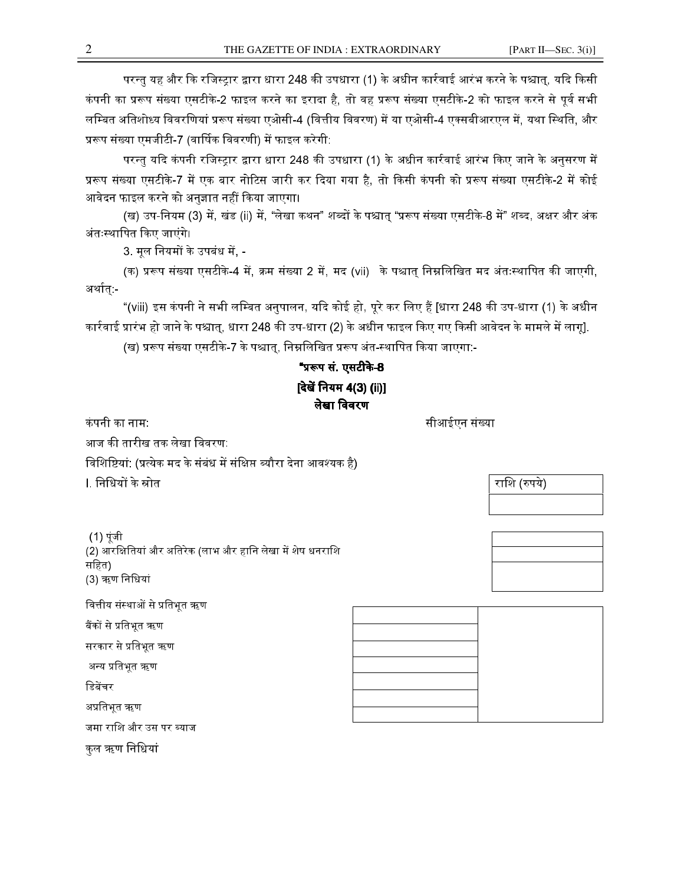परन्तु यह और कि रजिस्ट्रार द्वारा धारा 248 की उपधारा (1) के अधीन कार्रवाई आरंभ करने के पश्चात्, यदि किसी कंपनी का प्ररूप संख्या एसटीके-2 फाइल करने का इरादा है, तो वह प्ररूप संख्या एसटीके-2 को फाइल करने से पूर्व सभी लम्बित अतिशोध्य विवरणियां प्ररूप संख्या एओसी-4 (वित्तीय विवरण) में या एओसी-4 एक्सबीआरएल में, यथा स्थिति, और प्ररूप संख्या एमजीटी-7 (वार्षिक विवरणी) में फाइल करेगी:

परन्तु यदि कंपनी रजिस्ट्रार द्वारा धारा 248 की उपधारा (1) के अधीन कार्रवाई आरंभ किए जाने के अनुसरण में प्ररूप संख्या एसटीके-7 में एक बार नोटिस जारी कर दिया गया है, तो किसी कंपनी को प्ररूप संख्या एसटीके-2 में कोई आवेदन फाइल करने को अनुज्ञात नहीं किया जाएगा।

(ख) उप-नियम (3) में, खंड (ii) में, "लेखा कथन" शब्दों के पश्चात् "प्ररूप संख्या एसटीके-8 में" शब्द, अक्षर और अंक अंतःस्थापित किए जाएंगे।

3. मूल नियमों के उपबंध में, -

(क) प्ररूप संख्या एसटीके-4 में, क्रम संख्या 2 में, मद (vii) के पश्चात् निम्नलिखित मद अंतःस्थापित की जाएगी, अर्थात्:-

"(viii) इस कंपनी ने सभी लम्बित अनुपालन, यदि कोई हो, पूरे कर लिए हैं [धारा 248 की उप-धारा (1) के अधीन कार्रवाई प्रारंभ हो जाने के पश्चात्, धारा 248 की उप-धारा (2) के अधीन फाइल किए गए किसी आवेदन के मामले में लागू].

(ख) प्ररूप संख्या एसटीके-7 के पश्चात्, निम्नलिखित प्ररूप अंत-स्थापित किया जाएगा:-

**"प्ररूप सं. एसटीके-8**

**[देखें नियम 4(3) (ii)]**

**लेखा विवरण**

कंपनी का नाम: सीआईएन संख्या

आज की तारीख तक लेखा विवरण:

विशिष्टियां: (प्रत्येक मद के संबंध में संक्षिप्त ब्यौरा देना आवश्यक है)

| I. निधियों के स्रोत | | राशि (रुपये) |
|---|---|---|
| | | |
| (1) पूंजी | | |
| (2) आरक्षितियां और अतिरेक (लाभ और हानि लेखा में शेष धनराशि सहित) | | |
| (3) ऋण निधियां | | |
| वित्तीय संस्थाओं से प्रतिभूत ऋण | | |
| बैंकों से प्रतिभूत ऋण | | |
| सरकार से प्रतिभूत ऋण | | |
| अन्य प्रतिभूत ऋण | | |
| डिबेंचर | | |
| अप्रतिभूत ऋण | | |
| जमा राशि और उस पर ब्याज | | |
| कुल ऋण निधियां | | |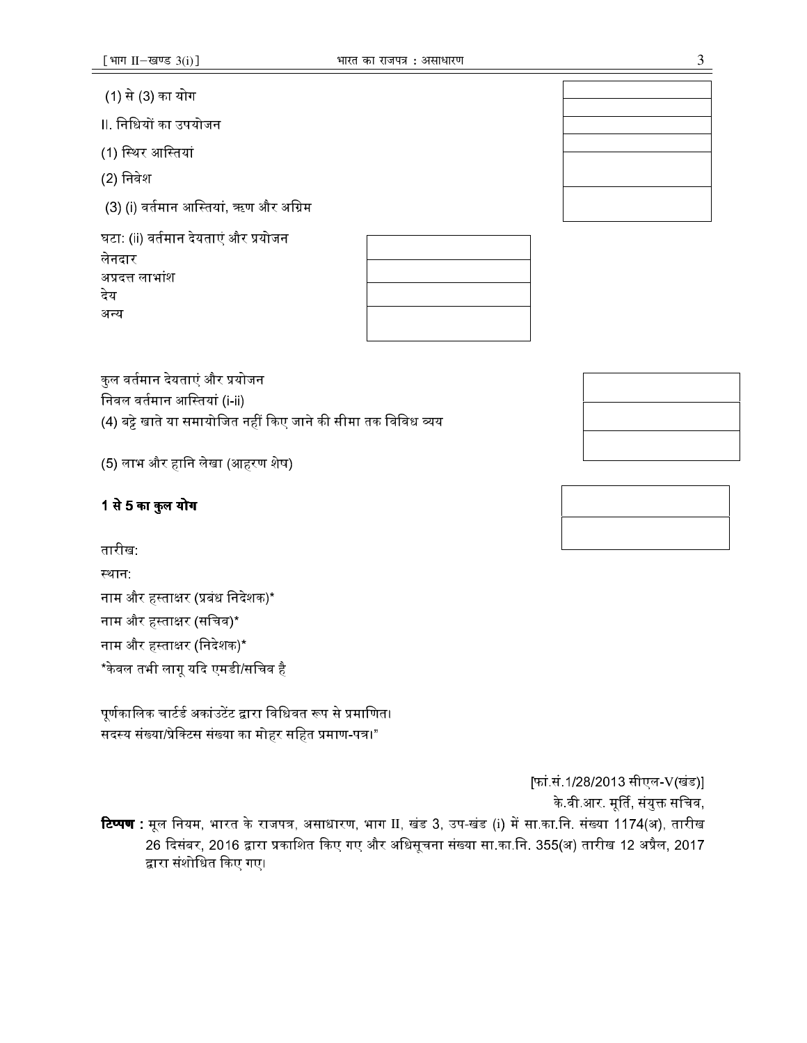(1) से (3) का योग

II. निधियों का उपयोजन

(1) स्थिर आस्तियां

(2) निवेश

(3) (i) वर्तमान आस्तियां, ऋण और अग्रिम

घटा: (ii) वर्तमान देयताएं और प्रयोजन

लेनदार

अप्रदत्त लाभांश

देय

अन्य

कुल वर्तमान देयताएं और प्रयोजन

निवल वर्तमान आस्तियां (i-ii)

(4) बट्टे खाते या समायोजित नहीं किए जाने की सीमा तक विविध व्यय

(5) लाभ और हानि लेखा (आहरण शेष)

**1 से 5 का कुल योग**

तारीख:

स्थान:

नाम और हस्ताक्षर (प्रबंध निदेशक)*

नाम और हस्ताक्षर (सचिव)*

नाम और हस्ताक्षर (निदेशक)*

*केवल तभी लागू यदि एमडी/सचिव है

पूर्णकालिक चार्टर्ड अकांउटेंट द्वारा विधिवत रूप से प्रमाणित।
सदस्य संख्या/प्रेक्टिस संख्या का मोहर सहित प्रमाण-पत्र।"

[फां.सं.1/28/2013 सीएल-V(खंड)]

के.वी.आर. मूर्ति, संयुक्त सचिव,

**टिप्पण :** मूल नियम, भारत के राजपत्र, असाधारण, भाग II, खंड 3, उप-खंड (i) में सा.का.नि. संख्या 1174(अ), तारीख 26 दिसंबर, 2016 द्वारा प्रकाशित किए गए और अधिसूचना संख्या सा.का.नि. 355(अ) तारीख 12 अप्रैल, 2017 द्वारा संशोधित किए गए।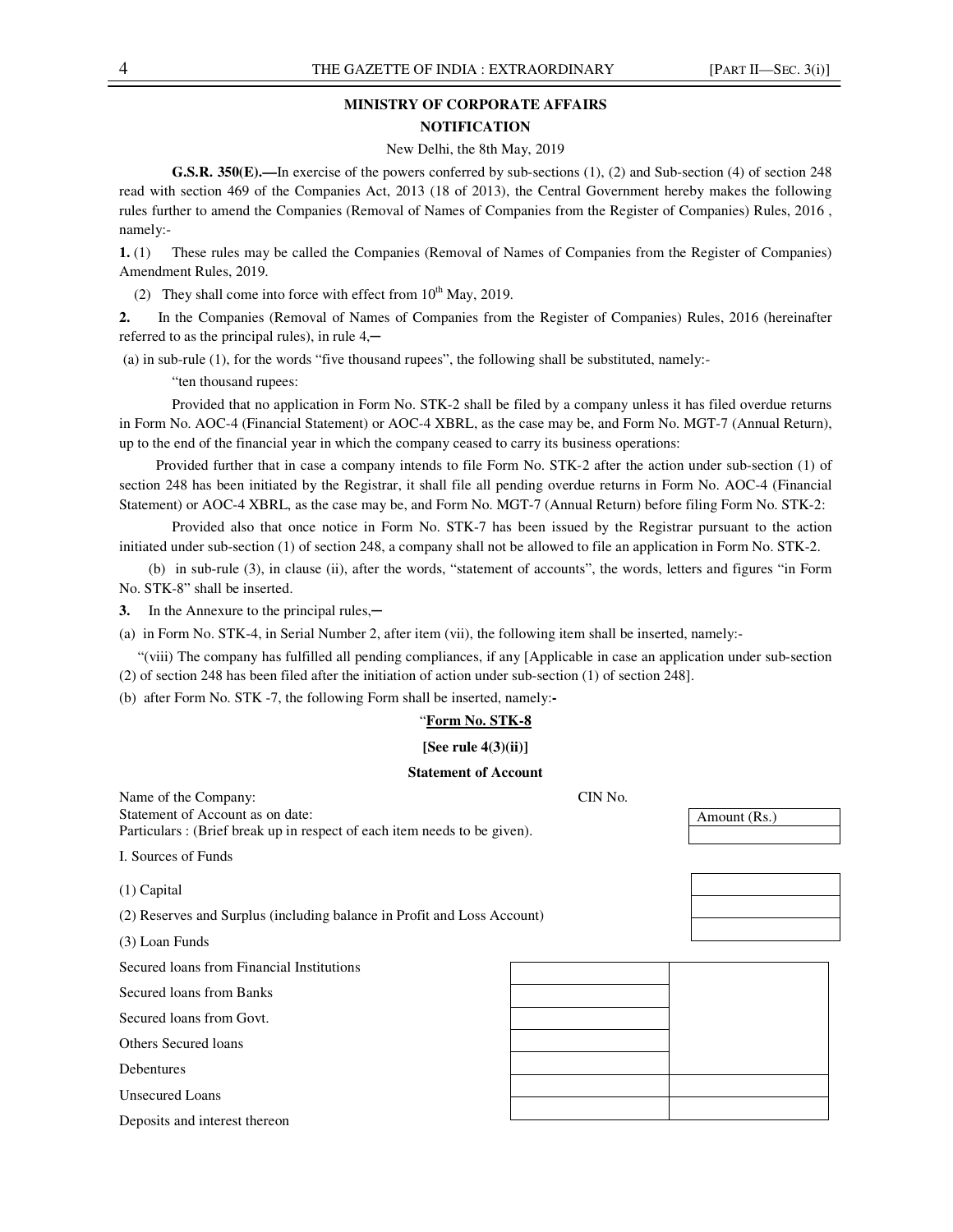**MINISTRY OF CORPORATE AFFAIRS**

**NOTIFICATION**

New Delhi, the 8th May, 2019

**G.S.R. 350(E).—**In exercise of the powers conferred by sub-sections (1), (2) and Sub-section (4) of section 248 read with section 469 of the Companies Act, 2013 (18 of 2013), the Central Government hereby makes the following rules further to amend the Companies (Removal of Names of Companies from the Register of Companies) Rules, 2016 , namely:-

**1.** (1) These rules may be called the Companies (Removal of Names of Companies from the Register of Companies) Amendment Rules, 2019.

(2) They shall come into force with effect from 10th May, 2019.

**2.** In the Companies (Removal of Names of Companies from the Register of Companies) Rules, 2016 (hereinafter referred to as the principal rules), in rule 4,─

(a) in sub-rule (1), for the words "five thousand rupees", the following shall be substituted, namely:-

"ten thousand rupees:

Provided that no application in Form No. STK-2 shall be filed by a company unless it has filed overdue returns in Form No. AOC-4 (Financial Statement) or AOC-4 XBRL, as the case may be, and Form No. MGT-7 (Annual Return), up to the end of the financial year in which the company ceased to carry its business operations:

Provided further that in case a company intends to file Form No. STK-2 after the action under sub-section (1) of section 248 has been initiated by the Registrar, it shall file all pending overdue returns in Form No. AOC-4 (Financial Statement) or AOC-4 XBRL, as the case may be, and Form No. MGT-7 (Annual Return) before filing Form No. STK-2:

Provided also that once notice in Form No. STK-7 has been issued by the Registrar pursuant to the action initiated under sub-section (1) of section 248, a company shall not be allowed to file an application in Form No. STK-2.

(b) in sub-rule (3), in clause (ii), after the words, "statement of accounts", the words, letters and figures "in Form No. STK-8" shall be inserted.

**3.** In the Annexure to the principal rules,─

(a) in Form No. STK-4, in Serial Number 2, after item (vii), the following item shall be inserted, namely:-

"(viii) The company has fulfilled all pending compliances, if any [Applicable in case an application under sub-section (2) of section 248 has been filed after the initiation of action under sub-section (1) of section 248].

(b) after Form No. STK -7, the following Form shall be inserted, namely:-

"**Form No. STK-8**

**[See rule 4(3)(ii)]**

**Statement of Account**

Name of the Company: CIN No.

Statement of Account as on date:

Particulars : (Brief break up in respect of each item needs to be given).

| Particulars | | | Amount (Rs.) |
|---|---|---|---|
| I. Sources of Funds | | | |
| (1) Capital | | | |
| (2) Reserves and Surplus (including balance in Profit and Loss Account) | | | |
| (3) Loan Funds | | | |
| Secured loans from Financial Institutions | | | |
| Secured loans from Banks | | | |
| Secured loans from Govt. | | | |
| Others Secured loans | | | |
| Debentures | | | |
| Unsecured Loans | | | |
| Deposits and interest thereon | | | |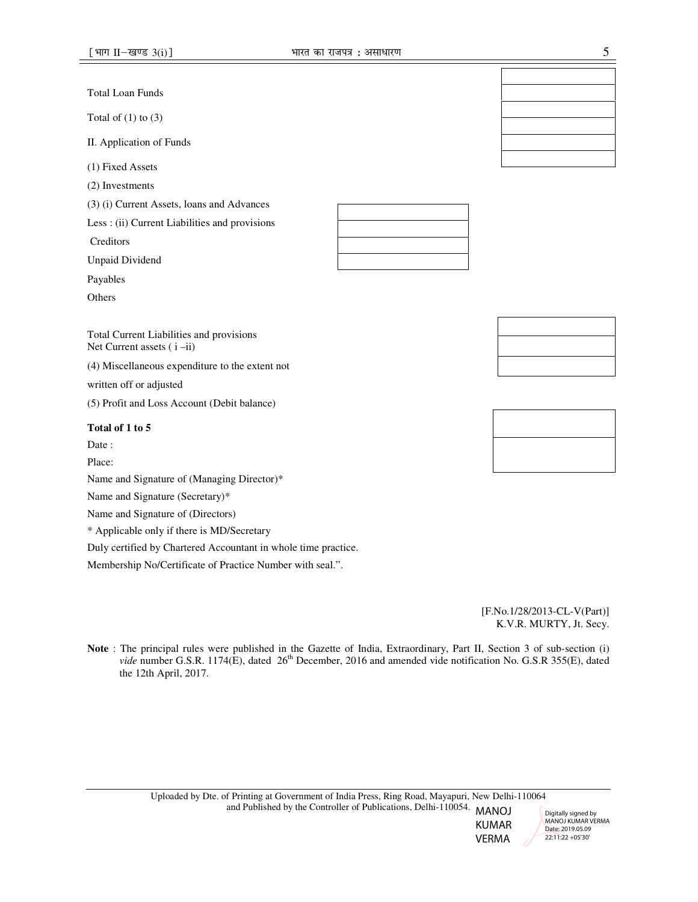Total Loan Funds

Total of (1) to (3)

II. Application of Funds

(1) Fixed Assets

(2) Investments

(3) (i) Current Assets, loans and Advances

Less : (ii) Current Liabilities and provisions

Creditors

Unpaid Dividend

Payables

Others

Total Current Liabilities and provisions

Net Current assets ( i –ii)

(4) Miscellaneous expenditure to the extent not written off or adjusted

(5) Profit and Loss Account (Debit balance)

**Total of 1 to 5**

Date :

Place:

Name and Signature of (Managing Director)*

Name and Signature (Secretary)*

Name and Signature of (Directors)

* Applicable only if there is MD/Secretary

Duly certified by Chartered Accountant in whole time practice.

Membership No/Certificate of Practice Number with seal.".

[F.No.1/28/2013-CL-V(Part)]
K.V.R. MURTY, Jt. Secy.

**Note** : The principal rules were published in the Gazette of India, Extraordinary, Part II, Section 3 of sub-section (i) *vide* number G.S.R. 1174(E), dated 26th December, 2016 and amended vide notification No. G.S.R 355(E), dated the 12th April, 2017.

Uploaded by Dte. of Printing at Government of India Press, Ring Road, Mayapuri, New Delhi-110064 and Published by the Controller of Publications, Delhi-110054.